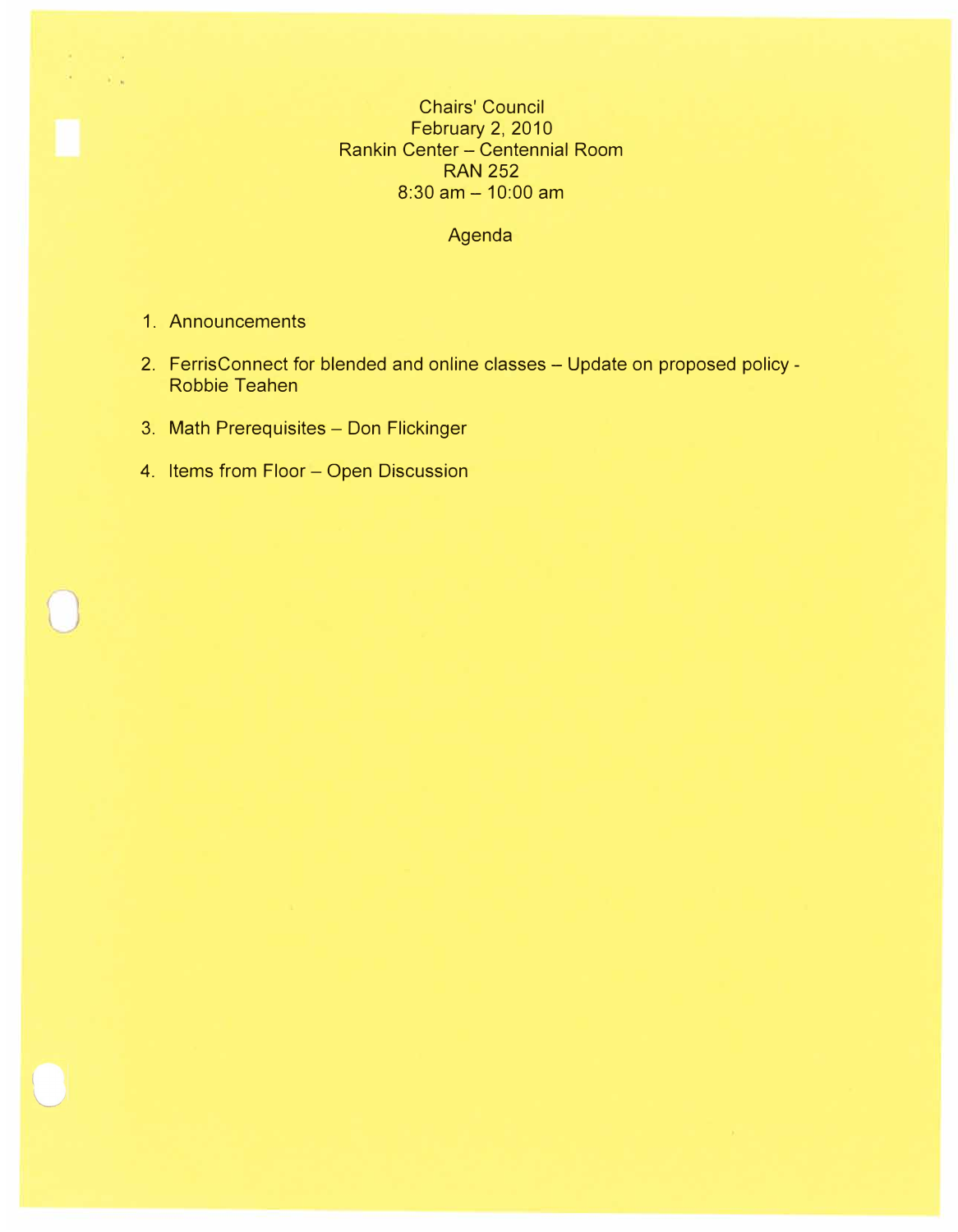Chairs' Council
February 2, 2010
Rankin Center – Centennial Room
RAN 252
8:30 am – 10:00 am

Agenda

1. Announcements
2. FerrisConnect for blended and online classes – Update on proposed policy - Robbie Teahen
3. Math Prerequisites – Don Flickinger
4. Items from Floor – Open Discussion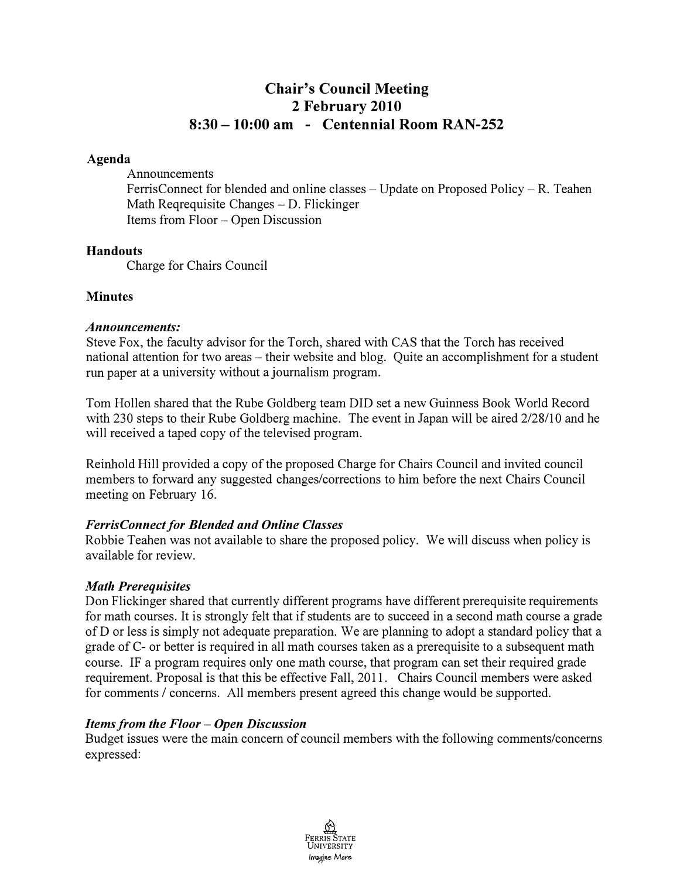# Chair's Council Meeting
## 2 February 2010
## 8:30 – 10:00 am - Centennial Room RAN-252

### Agenda

Announcements
FerrisConnect for blended and online classes – Update on Proposed Policy – R. Teahen
Math Reqrequisite Changes – D. Flickinger
Items from Floor – Open Discussion

### Handouts

Charge for Chairs Council

### Minutes

***Announcements:***

Steve Fox, the faculty advisor for the Torch, shared with CAS that the Torch has received national attention for two areas – their website and blog. Quite an accomplishment for a student run paper at a university without a journalism program.

Tom Hollen shared that the Rube Goldberg team DID set a new Guinness Book World Record with 230 steps to their Rube Goldberg machine. The event in Japan will be aired 2/28/10 and he will received a taped copy of the televised program.

Reinhold Hill provided a copy of the proposed Charge for Chairs Council and invited council members to forward any suggested changes/corrections to him before the next Chairs Council meeting on February 16.

***FerrisConnect for Blended and Online Classes***

Robbie Teahen was not available to share the proposed policy. We will discuss when policy is available for review.

***Math Prerequisites***

Don Flickinger shared that currently different programs have different prerequisite requirements for math courses. It is strongly felt that if students are to succeed in a second math course a grade of D or less is simply not adequate preparation. We are planning to adopt a standard policy that a grade of C- or better is required in all math courses taken as a prerequisite to a subsequent math course. IF a program requires only one math course, that program can set their required grade requirement. Proposal is that this be effective Fall, 2011. Chairs Council members were asked for comments / concerns. All members present agreed this change would be supported.

***Items from the Floor – Open Discussion***

Budget issues were the main concern of council members with the following comments/concerns expressed: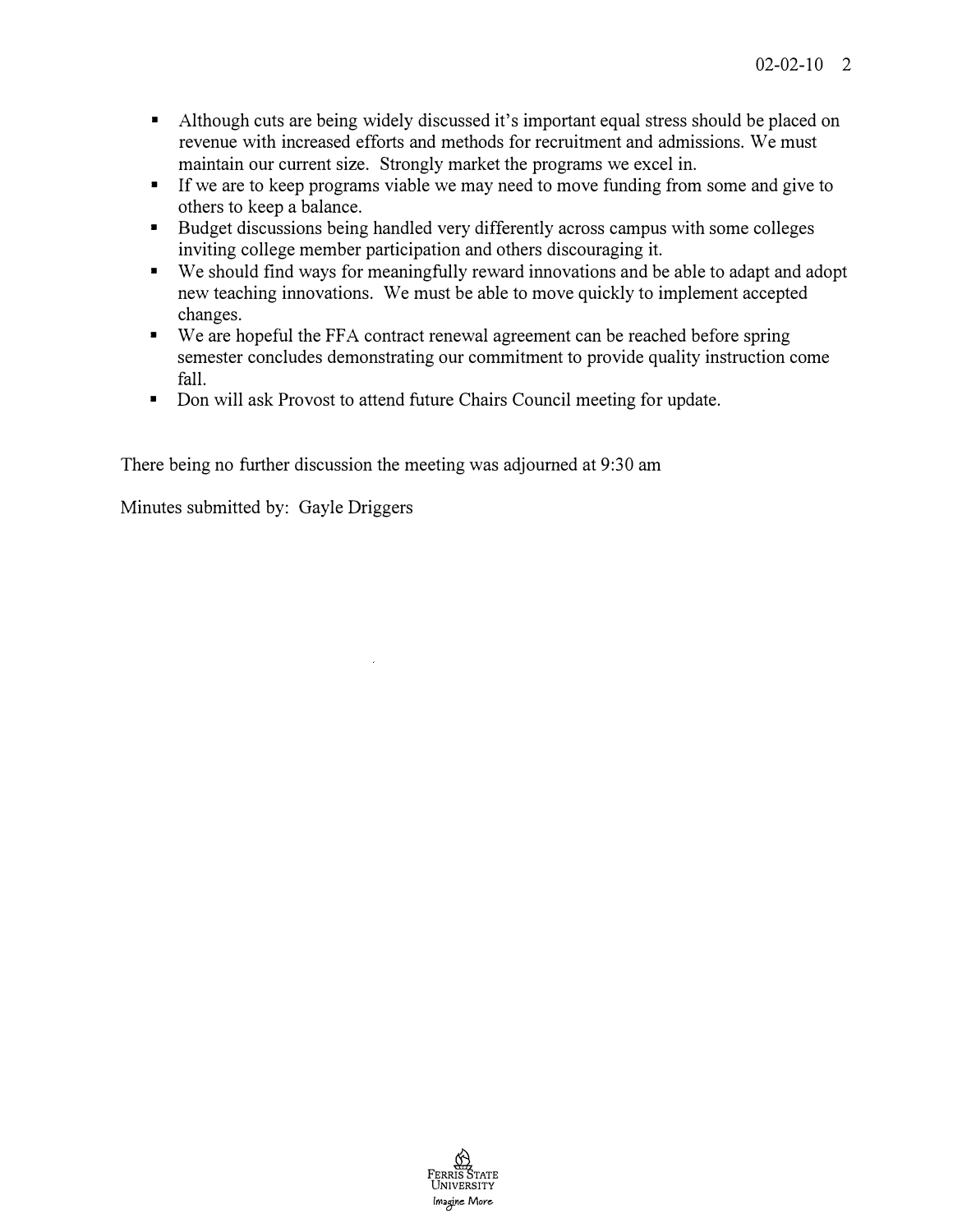- Although cuts are being widely discussed it's important equal stress should be placed on revenue with increased efforts and methods for recruitment and admissions. We must maintain our current size. Strongly market the programs we excel in.
- If we are to keep programs viable we may need to move funding from some and give to others to keep a balance.
- Budget discussions being handled very differently across campus with some colleges inviting college member participation and others discouraging it.
- We should find ways for meaningfully reward innovations and be able to adapt and adopt new teaching innovations. We must be able to move quickly to implement accepted changes.
- We are hopeful the FFA contract renewal agreement can be reached before spring semester concludes demonstrating our commitment to provide quality instruction come fall.
- Don will ask Provost to attend future Chairs Council meeting for update.

There being no further discussion the meeting was adjourned at 9:30 am

Minutes submitted by: Gayle Driggers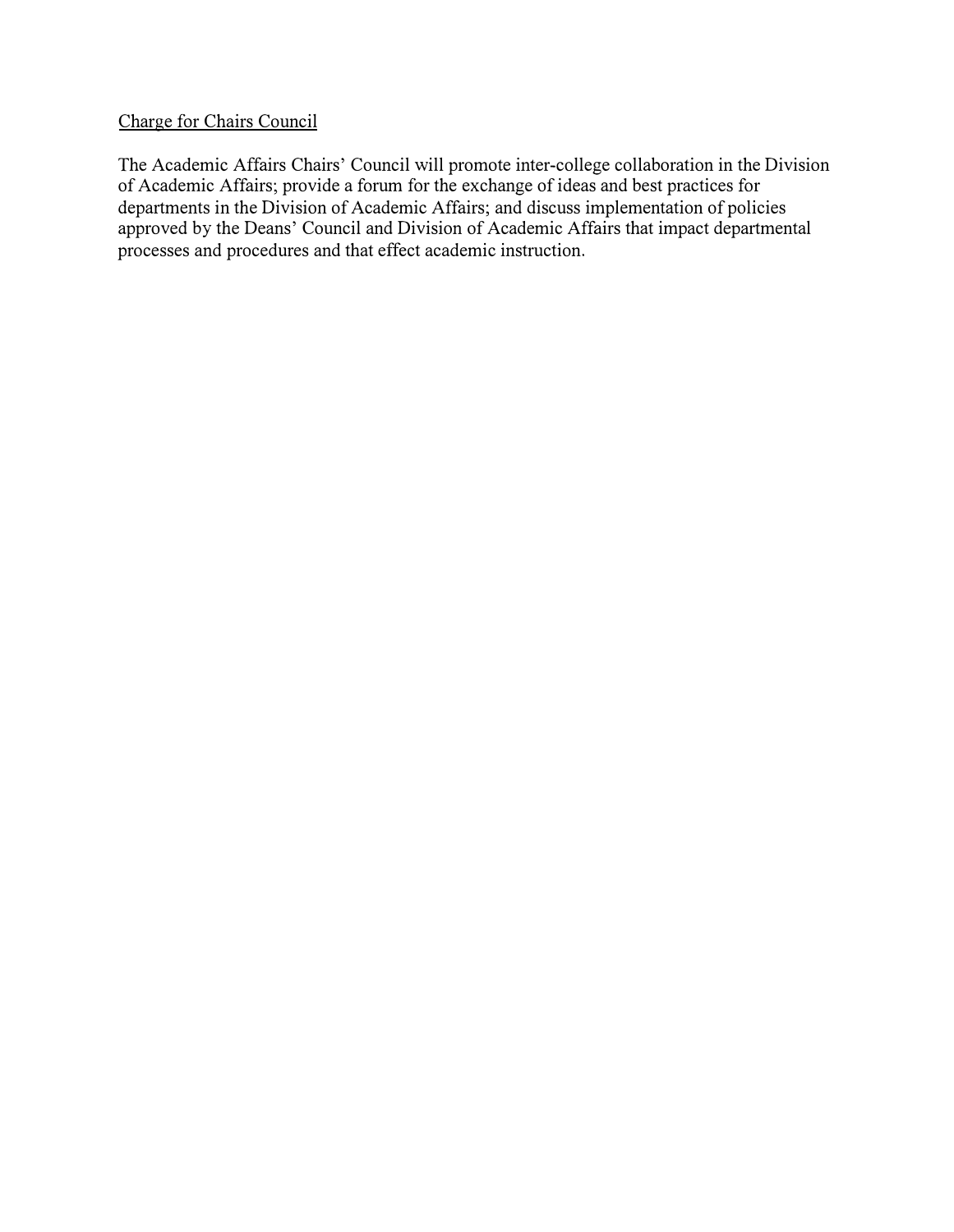<u>Charge for Chairs Council</u>

The Academic Affairs Chairs' Council will promote inter-college collaboration in the Division of Academic Affairs; provide a forum for the exchange of ideas and best practices for departments in the Division of Academic Affairs; and discuss implementation of policies approved by the Deans' Council and Division of Academic Affairs that impact departmental processes and procedures and that effect academic instruction.